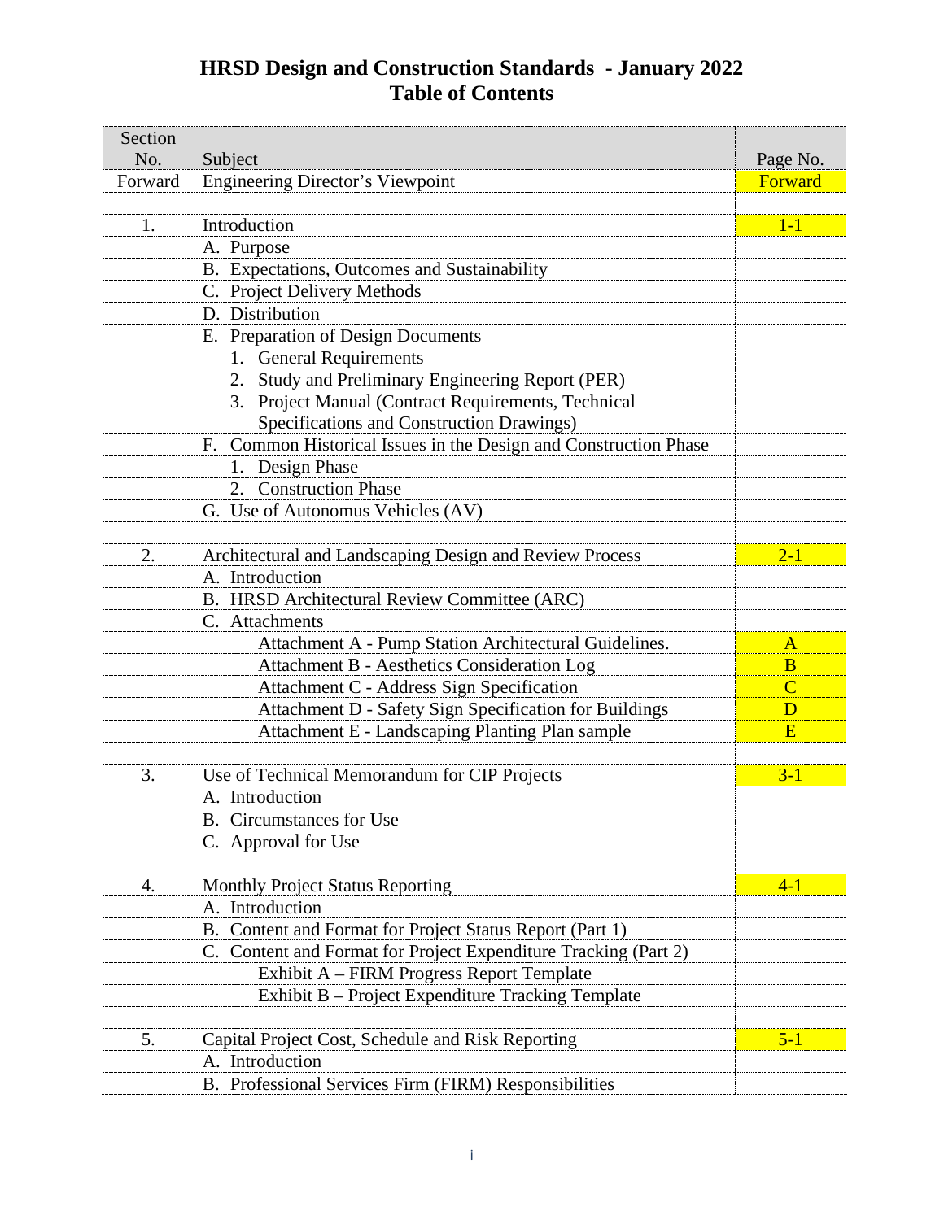# HRSD Design and Construction Standards - January 2022
## Table of Contents

| Section No. | Subject | Page No. |
|---|---|---|
| Forward | Engineering Director's Viewpoint | Forward |
| | | |
| 1. | Introduction | 1-1 |
| | A. Purpose | |
| | B. Expectations, Outcomes and Sustainability | |
| | C. Project Delivery Methods | |
| | D. Distribution | |
| | E. Preparation of Design Documents | |
| | 1. General Requirements | |
| | 2. Study and Preliminary Engineering Report (PER) | |
| | 3. Project Manual (Contract Requirements, Technical Specifications and Construction Drawings) | |
| | F. Common Historical Issues in the Design and Construction Phase | |
| | 1. Design Phase | |
| | 2. Construction Phase | |
| | G. Use of Autonomus Vehicles (AV) | |
| | | |
| 2. | Architectural and Landscaping Design and Review Process | 2-1 |
| | A. Introduction | |
| | B. HRSD Architectural Review Committee (ARC) | |
| | C. Attachments | |
| | Attachment A - Pump Station Architectural Guidelines. | A |
| | Attachment B - Aesthetics Consideration Log | B |
| | Attachment C - Address Sign Specification | C |
| | Attachment D - Safety Sign Specification for Buildings | D |
| | Attachment E - Landscaping Planting Plan sample | E |
| | | |
| 3. | Use of Technical Memorandum for CIP Projects | 3-1 |
| | A. Introduction | |
| | B. Circumstances for Use | |
| | C. Approval for Use | |
| | | |
| 4. | Monthly Project Status Reporting | 4-1 |
| | A. Introduction | |
| | B. Content and Format for Project Status Report (Part 1) | |
| | C. Content and Format for Project Expenditure Tracking (Part 2) | |
| | Exhibit A – FIRM Progress Report Template | |
| | Exhibit B – Project Expenditure Tracking Template | |
| | | |
| 5. | Capital Project Cost, Schedule and Risk Reporting | 5-1 |
| | A. Introduction | |
| | B. Professional Services Firm (FIRM) Responsibilities | |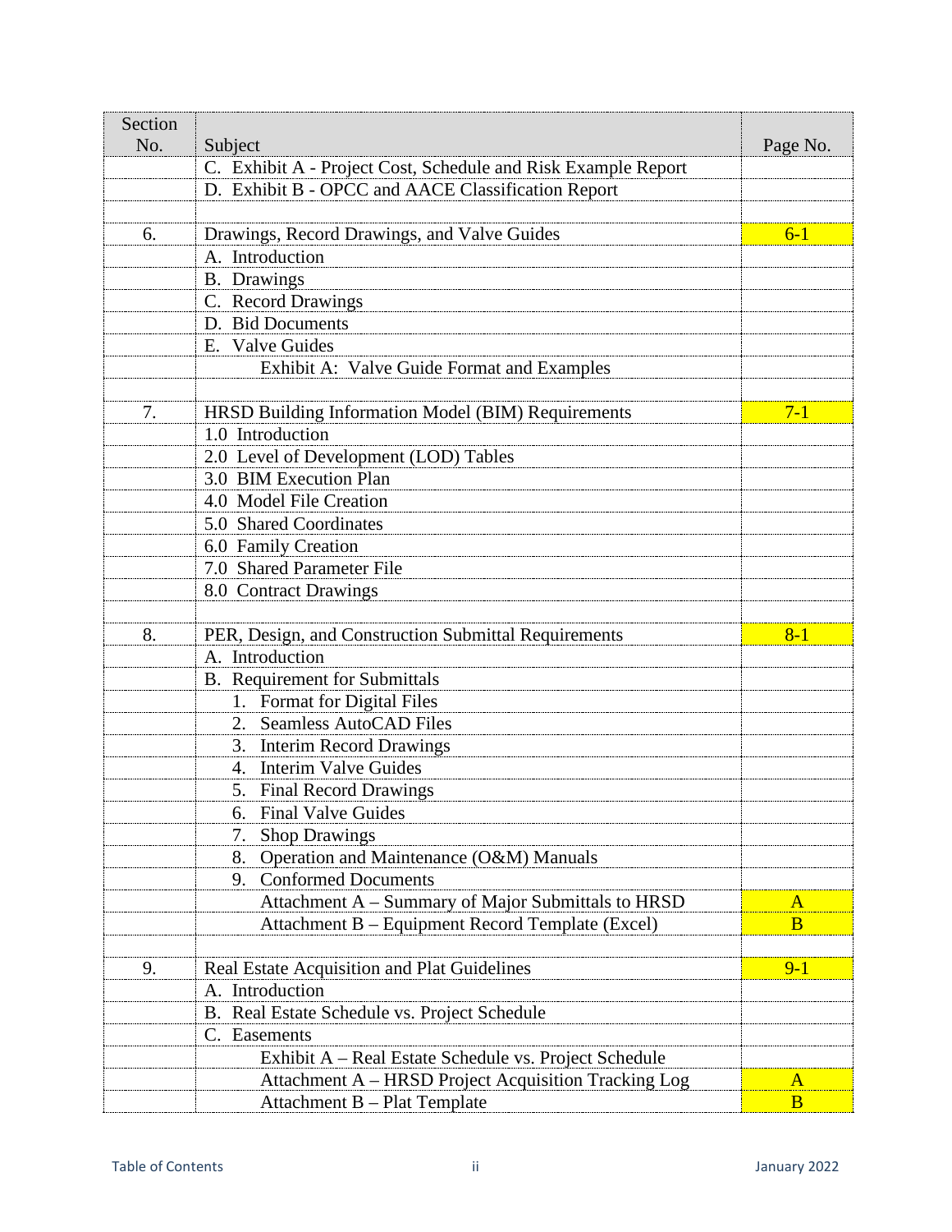| Section No. | Subject | Page No. |
|---|---|---|
| | C. Exhibit A - Project Cost, Schedule and Risk Example Report | |
| | D. Exhibit B - OPCC and AACE Classification Report | |
| | | |
| 6. | Drawings, Record Drawings, and Valve Guides | 6-1 |
| | A. Introduction | |
| | B. Drawings | |
| | C. Record Drawings | |
| | D. Bid Documents | |
| | E. Valve Guides | |
| | Exhibit A: Valve Guide Format and Examples | |
| | | |
| 7. | HRSD Building Information Model (BIM) Requirements | 7-1 |
| | 1.0 Introduction | |
| | 2.0 Level of Development (LOD) Tables | |
| | 3.0 BIM Execution Plan | |
| | 4.0 Model File Creation | |
| | 5.0 Shared Coordinates | |
| | 6.0 Family Creation | |
| | 7.0 Shared Parameter File | |
| | 8.0 Contract Drawings | |
| | | |
| 8. | PER, Design, and Construction Submittal Requirements | 8-1 |
| | A. Introduction | |
| | B. Requirement for Submittals | |
| | 1. Format for Digital Files | |
| | 2. Seamless AutoCAD Files | |
| | 3. Interim Record Drawings | |
| | 4. Interim Valve Guides | |
| | 5. Final Record Drawings | |
| | 6. Final Valve Guides | |
| | 7. Shop Drawings | |
| | 8. Operation and Maintenance (O&M) Manuals | |
| | 9. Conformed Documents | |
| | Attachment A – Summary of Major Submittals to HRSD | A |
| | Attachment B – Equipment Record Template (Excel) | B |
| | | |
| 9. | Real Estate Acquisition and Plat Guidelines | 9-1 |
| | A. Introduction | |
| | B. Real Estate Schedule vs. Project Schedule | |
| | C. Easements | |
| | Exhibit A – Real Estate Schedule vs. Project Schedule | |
| | Attachment A – HRSD Project Acquisition Tracking Log | A |
| | Attachment B – Plat Template | B |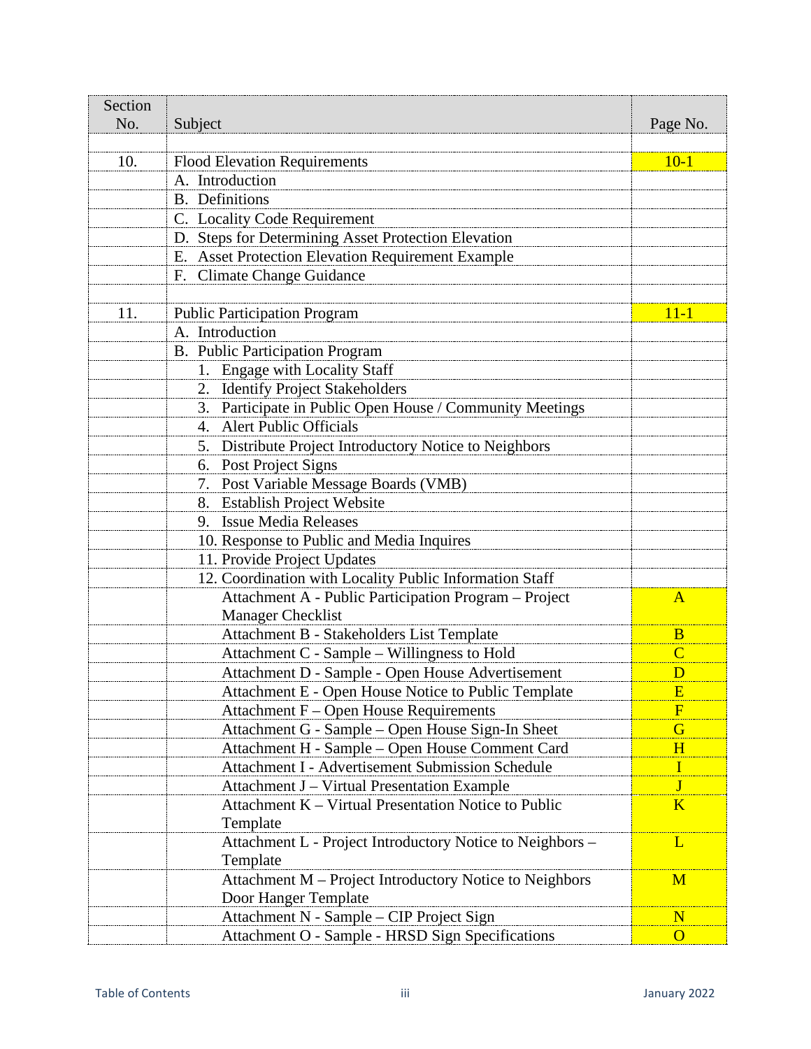| Section No. | Subject | Page No. |
|---|---|---|
| | | |
| 10. | Flood Elevation Requirements | 10-1 |
| | A. Introduction | |
| | B. Definitions | |
| | C. Locality Code Requirement | |
| | D. Steps for Determining Asset Protection Elevation | |
| | E. Asset Protection Elevation Requirement Example | |
| | F. Climate Change Guidance | |
| | | |
| 11. | Public Participation Program | 11-1 |
| | A. Introduction | |
| | B. Public Participation Program | |
| | 1. Engage with Locality Staff | |
| | 2. Identify Project Stakeholders | |
| | 3. Participate in Public Open House / Community Meetings | |
| | 4. Alert Public Officials | |
| | 5. Distribute Project Introductory Notice to Neighbors | |
| | 6. Post Project Signs | |
| | 7. Post Variable Message Boards (VMB) | |
| | 8. Establish Project Website | |
| | 9. Issue Media Releases | |
| | 10. Response to Public and Media Inquires | |
| | 11. Provide Project Updates | |
| | 12. Coordination with Locality Public Information Staff | |
| | Attachment A - Public Participation Program – Project Manager Checklist | A |
| | Attachment B - Stakeholders List Template | B |
| | Attachment C - Sample – Willingness to Hold | C |
| | Attachment D - Sample - Open House Advertisement | D |
| | Attachment E - Open House Notice to Public Template | E |
| | Attachment F – Open House Requirements | F |
| | Attachment G - Sample – Open House Sign-In Sheet | G |
| | Attachment H - Sample – Open House Comment Card | H |
| | Attachment I - Advertisement Submission Schedule | I |
| | Attachment J – Virtual Presentation Example | J |
| | Attachment K – Virtual Presentation Notice to Public Template | K |
| | Attachment L - Project Introductory Notice to Neighbors – Template | L |
| | Attachment M – Project Introductory Notice to Neighbors Door Hanger Template | M |
| | Attachment N - Sample – CIP Project Sign | N |
| | Attachment O - Sample - HRSD Sign Specifications | O |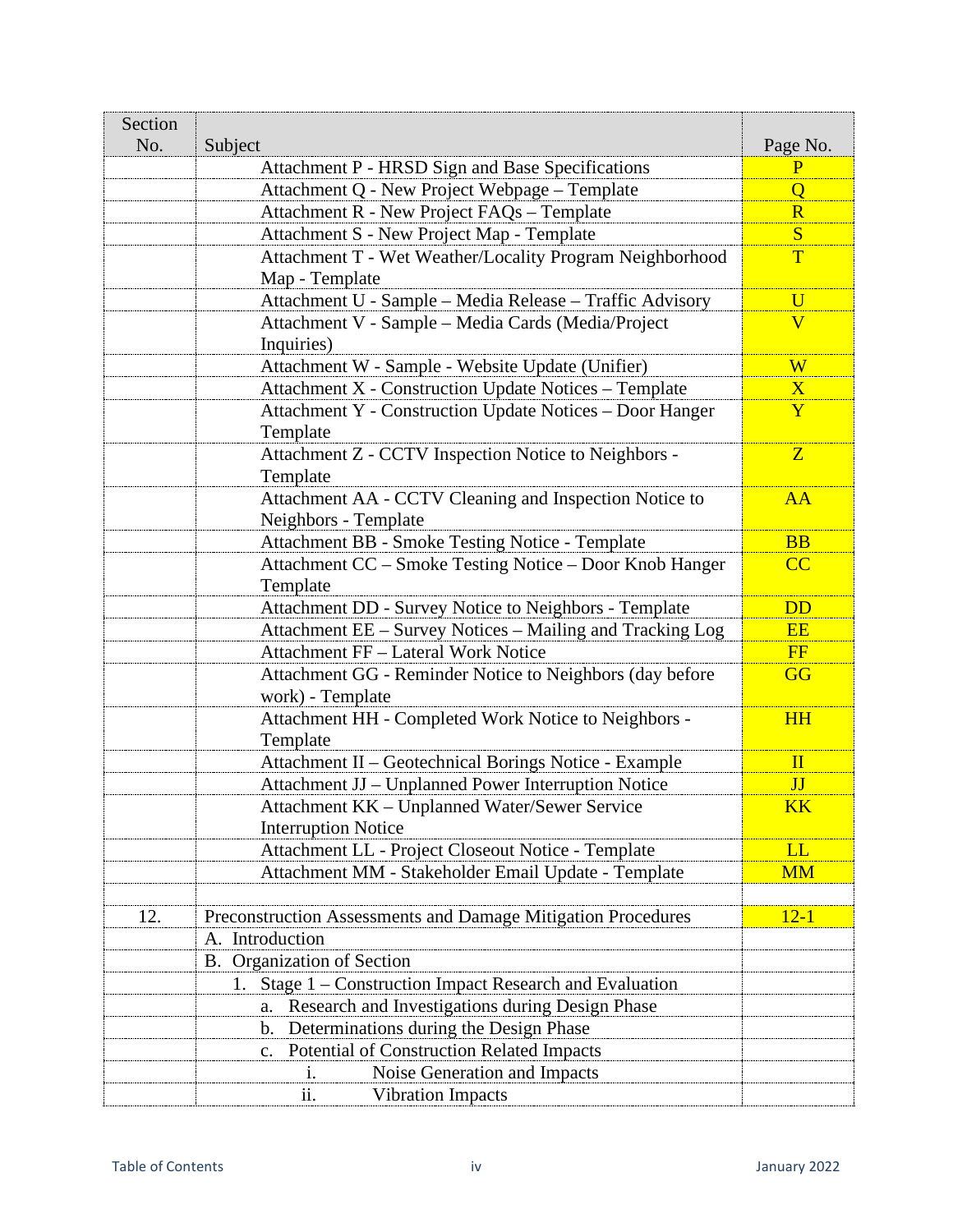| Section No. | Subject | Page No. |
|---|---|---|
| | Attachment P - HRSD Sign and Base Specifications | P |
| | Attachment Q - New Project Webpage – Template | Q |
| | Attachment R - New Project FAQs – Template | R |
| | Attachment S - New Project Map - Template | S |
| | Attachment T - Wet Weather/Locality Program Neighborhood Map - Template | T |
| | Attachment U - Sample – Media Release – Traffic Advisory | U |
| | Attachment V - Sample – Media Cards (Media/Project Inquiries) | V |
| | Attachment W - Sample - Website Update (Unifier) | W |
| | Attachment X - Construction Update Notices – Template | X |
| | Attachment Y - Construction Update Notices – Door Hanger Template | Y |
| | Attachment Z - CCTV Inspection Notice to Neighbors - Template | Z |
| | Attachment AA - CCTV Cleaning and Inspection Notice to Neighbors - Template | AA |
| | Attachment BB - Smoke Testing Notice - Template | BB |
| | Attachment CC – Smoke Testing Notice – Door Knob Hanger Template | CC |
| | Attachment DD - Survey Notice to Neighbors - Template | DD |
| | Attachment EE – Survey Notices – Mailing and Tracking Log | EE |
| | Attachment FF – Lateral Work Notice | FF |
| | Attachment GG - Reminder Notice to Neighbors (day before work) - Template | GG |
| | Attachment HH - Completed Work Notice to Neighbors - Template | HH |
| | Attachment II – Geotechnical Borings Notice - Example | II |
| | Attachment JJ – Unplanned Power Interruption Notice | JJ |
| | Attachment KK – Unplanned Water/Sewer Service Interruption Notice | KK |
| | Attachment LL - Project Closeout Notice - Template | LL |
| | Attachment MM - Stakeholder Email Update - Template | MM |
| | | |
| 12. | Preconstruction Assessments and Damage Mitigation Procedures | 12-1 |
| | A. Introduction | |
| | B. Organization of Section | |
| | 1. Stage 1 – Construction Impact Research and Evaluation | |
| | a. Research and Investigations during Design Phase | |
| | b. Determinations during the Design Phase | |
| | c. Potential of Construction Related Impacts | |
| | i. Noise Generation and Impacts | |
| | ii. Vibration Impacts | |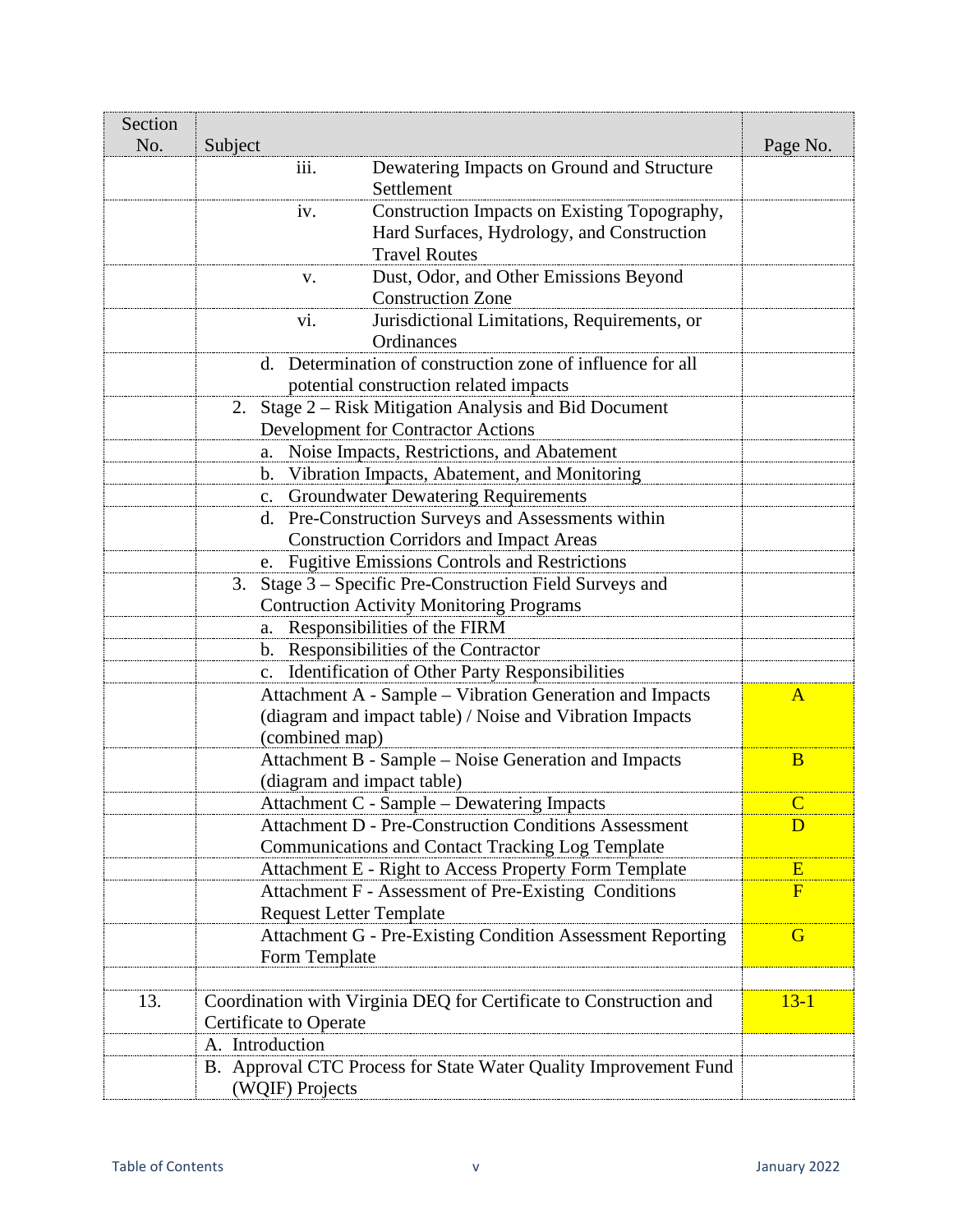| Section No. | Subject | Page No. |
|---|---|---|
| | iii. Dewatering Impacts on Ground and Structure Settlement | |
| | iv. Construction Impacts on Existing Topography, Hard Surfaces, Hydrology, and Construction Travel Routes | |
| | v. Dust, Odor, and Other Emissions Beyond Construction Zone | |
| | vi. Jurisdictional Limitations, Requirements, or Ordinances | |
| | d. Determination of construction zone of influence for all potential construction related impacts | |
| | 2. Stage 2 – Risk Mitigation Analysis and Bid Document Development for Contractor Actions | |
| | a. Noise Impacts, Restrictions, and Abatement | |
| | b. Vibration Impacts, Abatement, and Monitoring | |
| | c. Groundwater Dewatering Requirements | |
| | d. Pre-Construction Surveys and Assessments within Construction Corridors and Impact Areas | |
| | e. Fugitive Emissions Controls and Restrictions | |
| | 3. Stage 3 – Specific Pre-Construction Field Surveys and Contruction Activity Monitoring Programs | |
| | a. Responsibilities of the FIRM | |
| | b. Responsibilities of the Contractor | |
| | c. Identification of Other Party Responsibilities | |
| | Attachment A - Sample – Vibration Generation and Impacts (diagram and impact table) / Noise and Vibration Impacts (combined map) | A |
| | Attachment B - Sample – Noise Generation and Impacts (diagram and impact table) | B |
| | Attachment C - Sample – Dewatering Impacts | C |
| | Attachment D - Pre-Construction Conditions Assessment Communications and Contact Tracking Log Template | D |
| | Attachment E - Right to Access Property Form Template | E |
| | Attachment F - Assessment of Pre-Existing Conditions Request Letter Template | F |
| | Attachment G - Pre-Existing Condition Assessment Reporting Form Template | G |
| | | |
| 13. | Coordination with Virginia DEQ for Certificate to Construction and Certificate to Operate | 13-1 |
| | A. Introduction | |
| | B. Approval CTC Process for State Water Quality Improvement Fund (WQIF) Projects | |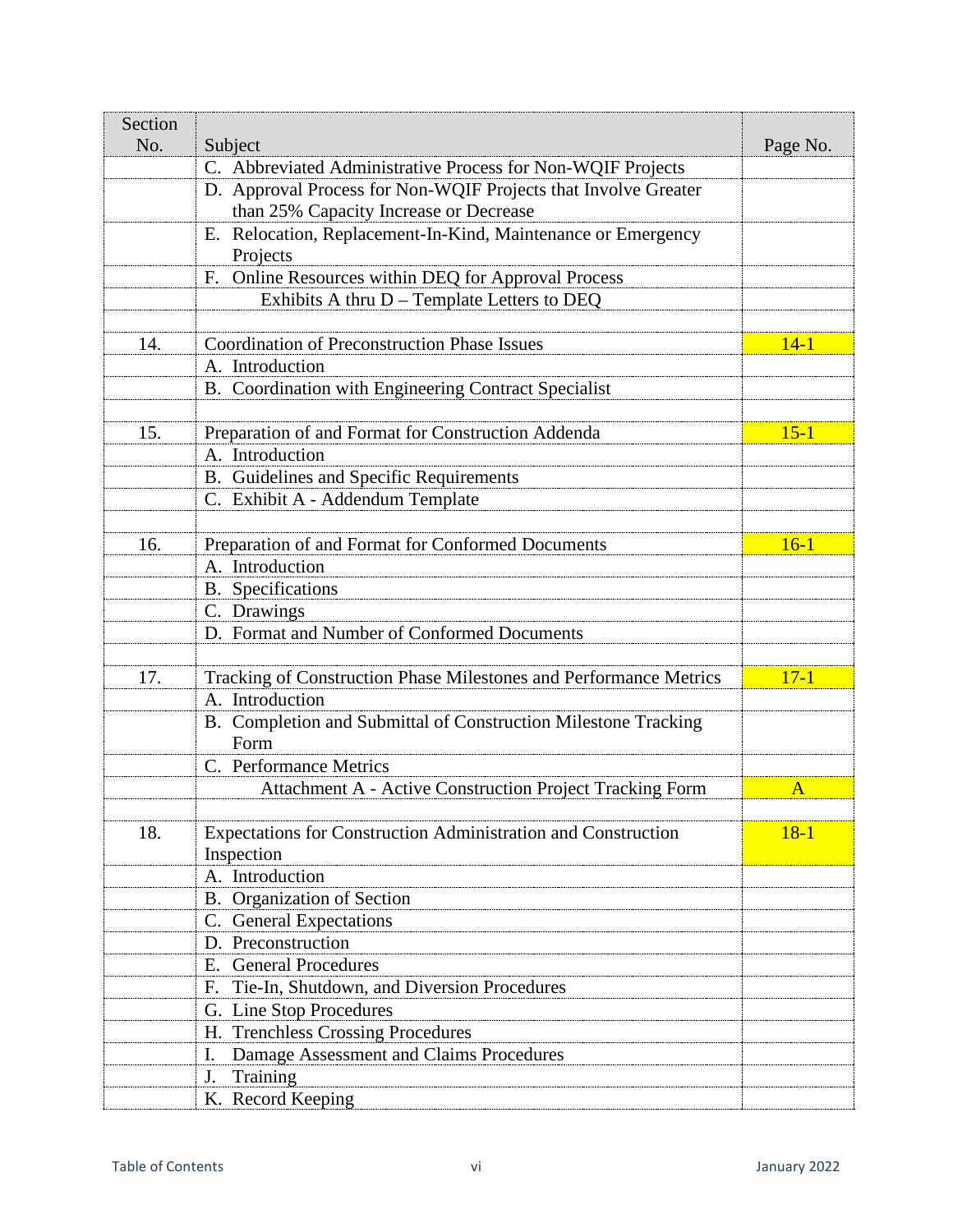| Section No. | Subject | Page No. |
|---|---|---|
| | C. Abbreviated Administrative Process for Non-WQIF Projects | |
| | D. Approval Process for Non-WQIF Projects that Involve Greater than 25% Capacity Increase or Decrease | |
| | E. Relocation, Replacement-In-Kind, Maintenance or Emergency Projects | |
| | F. Online Resources within DEQ for Approval Process | |
| | Exhibits A thru D – Template Letters to DEQ | |
| | | |
| 14. | Coordination of Preconstruction Phase Issues | 14-1 |
| | A. Introduction | |
| | B. Coordination with Engineering Contract Specialist | |
| | | |
| 15. | Preparation of and Format for Construction Addenda | 15-1 |
| | A. Introduction | |
| | B. Guidelines and Specific Requirements | |
| | C. Exhibit A - Addendum Template | |
| | | |
| 16. | Preparation of and Format for Conformed Documents | 16-1 |
| | A. Introduction | |
| | B. Specifications | |
| | C. Drawings | |
| | D. Format and Number of Conformed Documents | |
| | | |
| 17. | Tracking of Construction Phase Milestones and Performance Metrics | 17-1 |
| | A. Introduction | |
| | B. Completion and Submittal of Construction Milestone Tracking Form | |
| | C. Performance Metrics | |
| | Attachment A - Active Construction Project Tracking Form | A |
| | | |
| 18. | Expectations for Construction Administration and Construction Inspection | 18-1 |
| | A. Introduction | |
| | B. Organization of Section | |
| | C. General Expectations | |
| | D. Preconstruction | |
| | E. General Procedures | |
| | F. Tie-In, Shutdown, and Diversion Procedures | |
| | G. Line Stop Procedures | |
| | H. Trenchless Crossing Procedures | |
| | I. Damage Assessment and Claims Procedures | |
| | J. Training | |
| | K. Record Keeping | |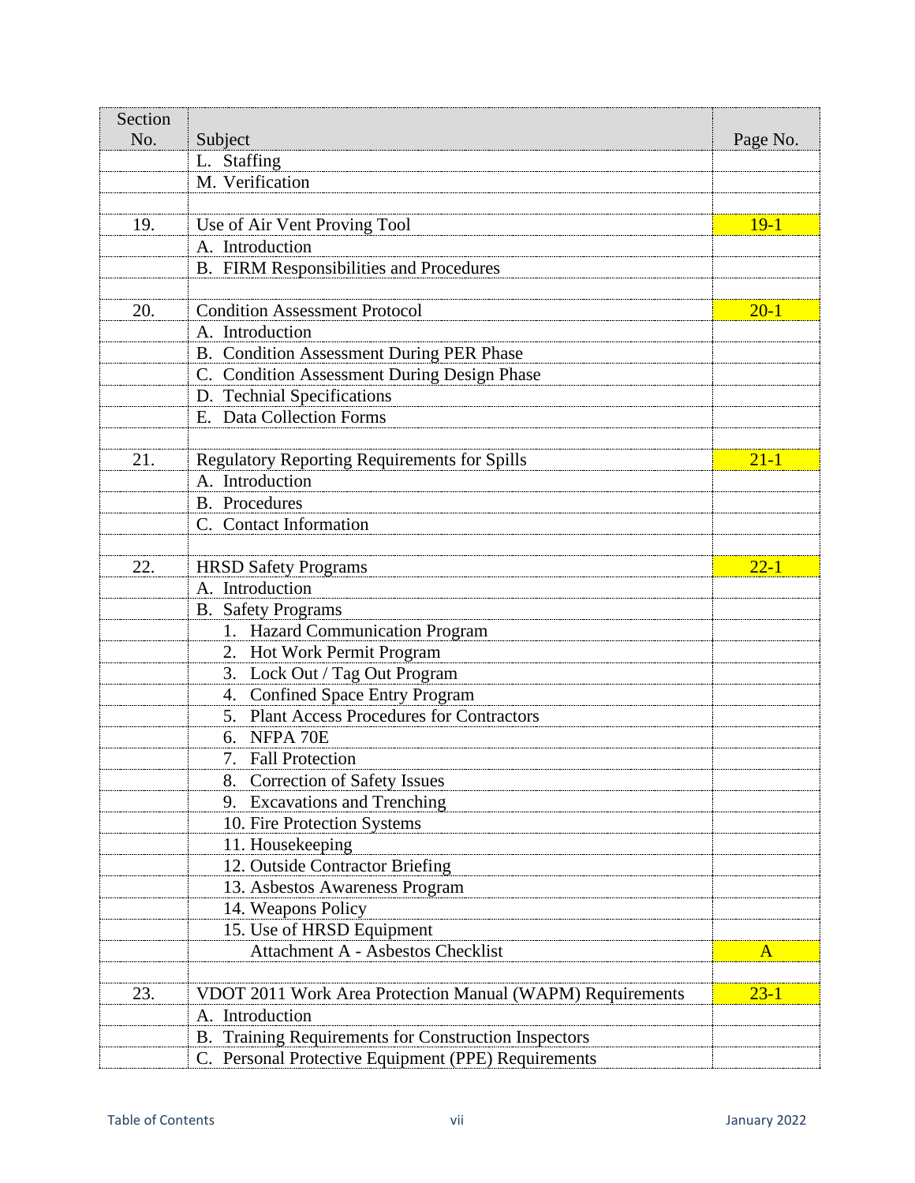| Section No. | Subject | Page No. |
|---|---|---|
| | L. Staffing | |
| | M. Verification | |
| | | |
| 19. | Use of Air Vent Proving Tool | 19-1 |
| | A. Introduction | |
| | B. FIRM Responsibilities and Procedures | |
| | | |
| 20. | Condition Assessment Protocol | 20-1 |
| | A. Introduction | |
| | B. Condition Assessment During PER Phase | |
| | C. Condition Assessment During Design Phase | |
| | D. Technial Specifications | |
| | E. Data Collection Forms | |
| | | |
| 21. | Regulatory Reporting Requirements for Spills | 21-1 |
| | A. Introduction | |
| | B. Procedures | |
| | C. Contact Information | |
| | | |
| 22. | HRSD Safety Programs | 22-1 |
| | A. Introduction | |
| | B. Safety Programs | |
| | 1. Hazard Communication Program | |
| | 2. Hot Work Permit Program | |
| | 3. Lock Out / Tag Out Program | |
| | 4. Confined Space Entry Program | |
| | 5. Plant Access Procedures for Contractors | |
| | 6. NFPA 70E | |
| | 7. Fall Protection | |
| | 8. Correction of Safety Issues | |
| | 9. Excavations and Trenching | |
| | 10. Fire Protection Systems | |
| | 11. Housekeeping | |
| | 12. Outside Contractor Briefing | |
| | 13. Asbestos Awareness Program | |
| | 14. Weapons Policy | |
| | 15. Use of HRSD Equipment | |
| | Attachment A - Asbestos Checklist | A |
| | | |
| 23. | VDOT 2011 Work Area Protection Manual (WAPM) Requirements | 23-1 |
| | A. Introduction | |
| | B. Training Requirements for Construction Inspectors | |
| | C. Personal Protective Equipment (PPE) Requirements | |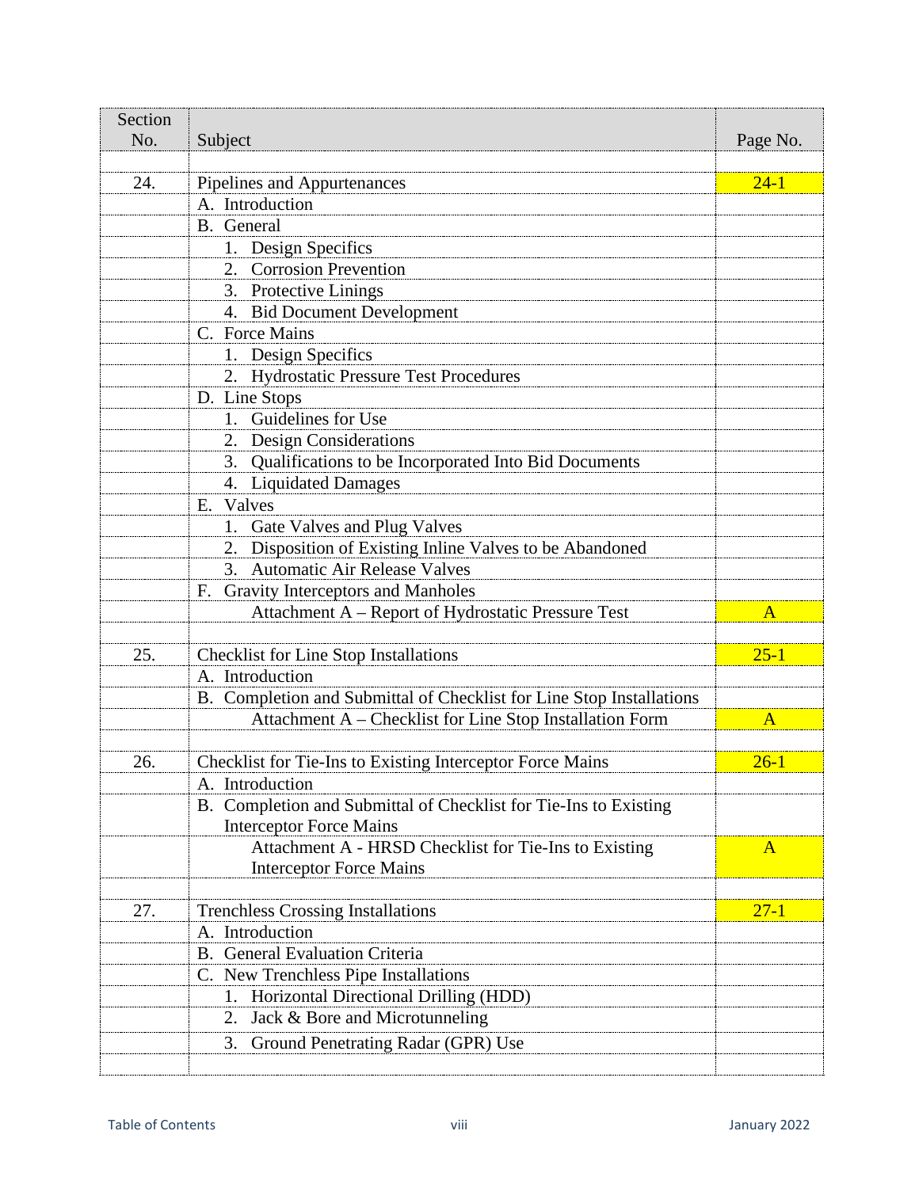| Section No. | Subject | Page No. |
|---|---|---|
| | | |
| 24. | Pipelines and Appurtenances | 24-1 |
| | A. Introduction | |
| | B. General | |
| | 1. Design Specifics | |
| | 2. Corrosion Prevention | |
| | 3. Protective Linings | |
| | 4. Bid Document Development | |
| | C. Force Mains | |
| | 1. Design Specifics | |
| | 2. Hydrostatic Pressure Test Procedures | |
| | D. Line Stops | |
| | 1. Guidelines for Use | |
| | 2. Design Considerations | |
| | 3. Qualifications to be Incorporated Into Bid Documents | |
| | 4. Liquidated Damages | |
| | E. Valves | |
| | 1. Gate Valves and Plug Valves | |
| | 2. Disposition of Existing Inline Valves to be Abandoned | |
| | 3. Automatic Air Release Valves | |
| | F. Gravity Interceptors and Manholes | |
| | Attachment A – Report of Hydrostatic Pressure Test | A |
| | | |
| 25. | Checklist for Line Stop Installations | 25-1 |
| | A. Introduction | |
| | B. Completion and Submittal of Checklist for Line Stop Installations | |
| | Attachment A – Checklist for Line Stop Installation Form | A |
| | | |
| 26. | Checklist for Tie-Ins to Existing Interceptor Force Mains | 26-1 |
| | A. Introduction | |
| | B. Completion and Submittal of Checklist for Tie-Ins to Existing Interceptor Force Mains | |
| | Attachment A - HRSD Checklist for Tie-Ins to Existing Interceptor Force Mains | A |
| | | |
| 27. | Trenchless Crossing Installations | 27-1 |
| | A. Introduction | |
| | B. General Evaluation Criteria | |
| | C. New Trenchless Pipe Installations | |
| | 1. Horizontal Directional Drilling (HDD) | |
| | 2. Jack & Bore and Microtunneling | |
| | 3. Ground Penetrating Radar (GPR) Use | |
| | | |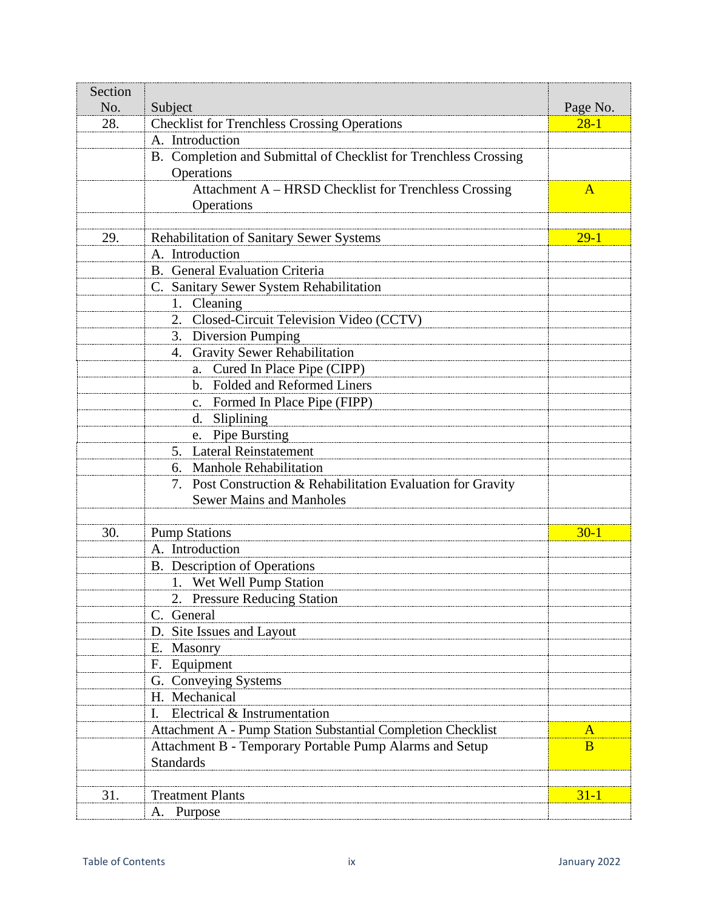| Section No. | Subject | Page No. |
|---|---|---|
| 28. | Checklist for Trenchless Crossing Operations | 28-1 |
| | A. Introduction | |
| | B. Completion and Submittal of Checklist for Trenchless Crossing Operations | |
| | Attachment A – HRSD Checklist for Trenchless Crossing Operations | A |
| | | |
| 29. | Rehabilitation of Sanitary Sewer Systems | 29-1 |
| | A. Introduction | |
| | B. General Evaluation Criteria | |
| | C. Sanitary Sewer System Rehabilitation | |
| | 1. Cleaning | |
| | 2. Closed-Circuit Television Video (CCTV) | |
| | 3. Diversion Pumping | |
| | 4. Gravity Sewer Rehabilitation | |
| | a. Cured In Place Pipe (CIPP) | |
| | b. Folded and Reformed Liners | |
| | c. Formed In Place Pipe (FIPP) | |
| | d. Sliplining | |
| | e. Pipe Bursting | |
| | 5. Lateral Reinstatement | |
| | 6. Manhole Rehabilitation | |
| | 7. Post Construction & Rehabilitation Evaluation for Gravity Sewer Mains and Manholes | |
| | | |
| 30. | Pump Stations | 30-1 |
| | A. Introduction | |
| | B. Description of Operations | |
| | 1. Wet Well Pump Station | |
| | 2. Pressure Reducing Station | |
| | C. General | |
| | D. Site Issues and Layout | |
| | E. Masonry | |
| | F. Equipment | |
| | G. Conveying Systems | |
| | H. Mechanical | |
| | I. Electrical & Instrumentation | |
| | Attachment A - Pump Station Substantial Completion Checklist | A |
| | Attachment B - Temporary Portable Pump Alarms and Setup Standards | B |
| | | |
| 31. | Treatment Plants | 31-1 |
| | A. Purpose | |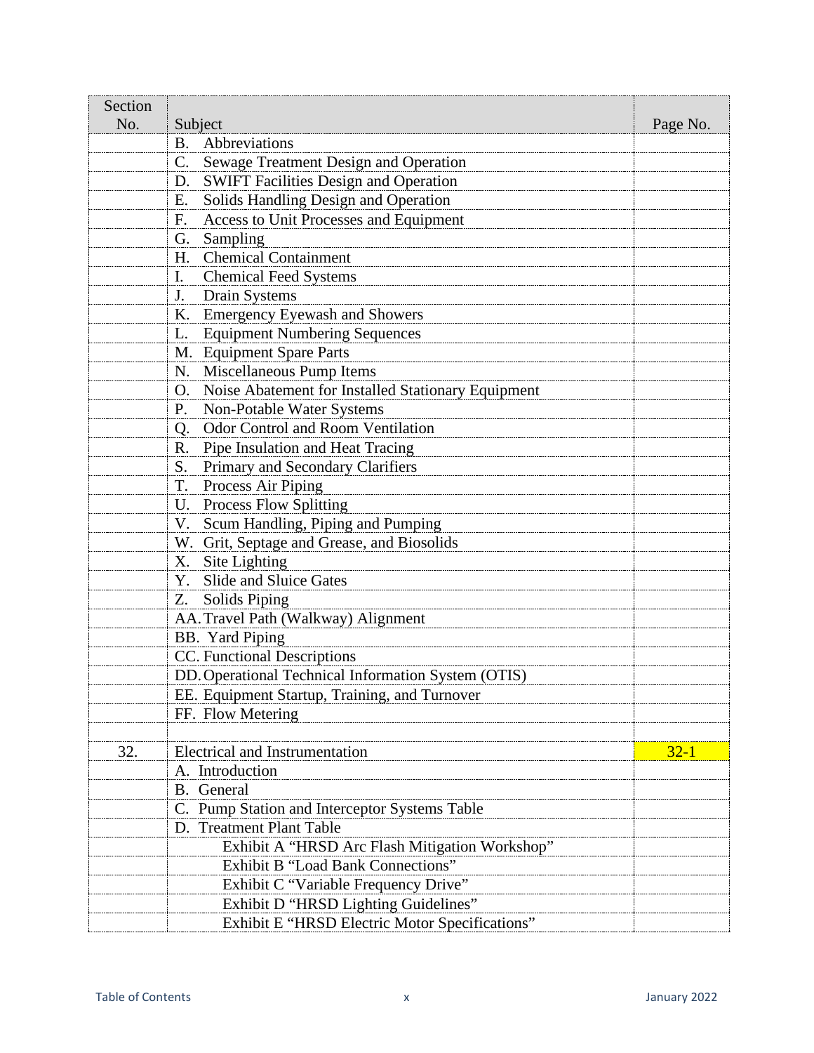| Section No. | Subject | Page No. |
|---|---|---|
| | B. Abbreviations | |
| | C. Sewage Treatment Design and Operation | |
| | D. SWIFT Facilities Design and Operation | |
| | E. Solids Handling Design and Operation | |
| | F. Access to Unit Processes and Equipment | |
| | G. Sampling | |
| | H. Chemical Containment | |
| | I. Chemical Feed Systems | |
| | J. Drain Systems | |
| | K. Emergency Eyewash and Showers | |
| | L. Equipment Numbering Sequences | |
| | M. Equipment Spare Parts | |
| | N. Miscellaneous Pump Items | |
| | O. Noise Abatement for Installed Stationary Equipment | |
| | P. Non-Potable Water Systems | |
| | Q. Odor Control and Room Ventilation | |
| | R. Pipe Insulation and Heat Tracing | |
| | S. Primary and Secondary Clarifiers | |
| | T. Process Air Piping | |
| | U. Process Flow Splitting | |
| | V. Scum Handling, Piping and Pumping | |
| | W. Grit, Septage and Grease, and Biosolids | |
| | X. Site Lighting | |
| | Y. Slide and Sluice Gates | |
| | Z. Solids Piping | |
| | AA. Travel Path (Walkway) Alignment | |
| | BB. Yard Piping | |
| | CC. Functional Descriptions | |
| | DD. Operational Technical Information System (OTIS) | |
| | EE. Equipment Startup, Training, and Turnover | |
| | FF. Flow Metering | |
| | | |
| 32. | Electrical and Instrumentation | 32-1 |
| | A. Introduction | |
| | B. General | |
| | C. Pump Station and Interceptor Systems Table | |
| | D. Treatment Plant Table | |
| | Exhibit A "HRSD Arc Flash Mitigation Workshop" | |
| | Exhibit B "Load Bank Connections" | |
| | Exhibit C "Variable Frequency Drive" | |
| | Exhibit D "HRSD Lighting Guidelines" | |
| | Exhibit E "HRSD Electric Motor Specifications" | |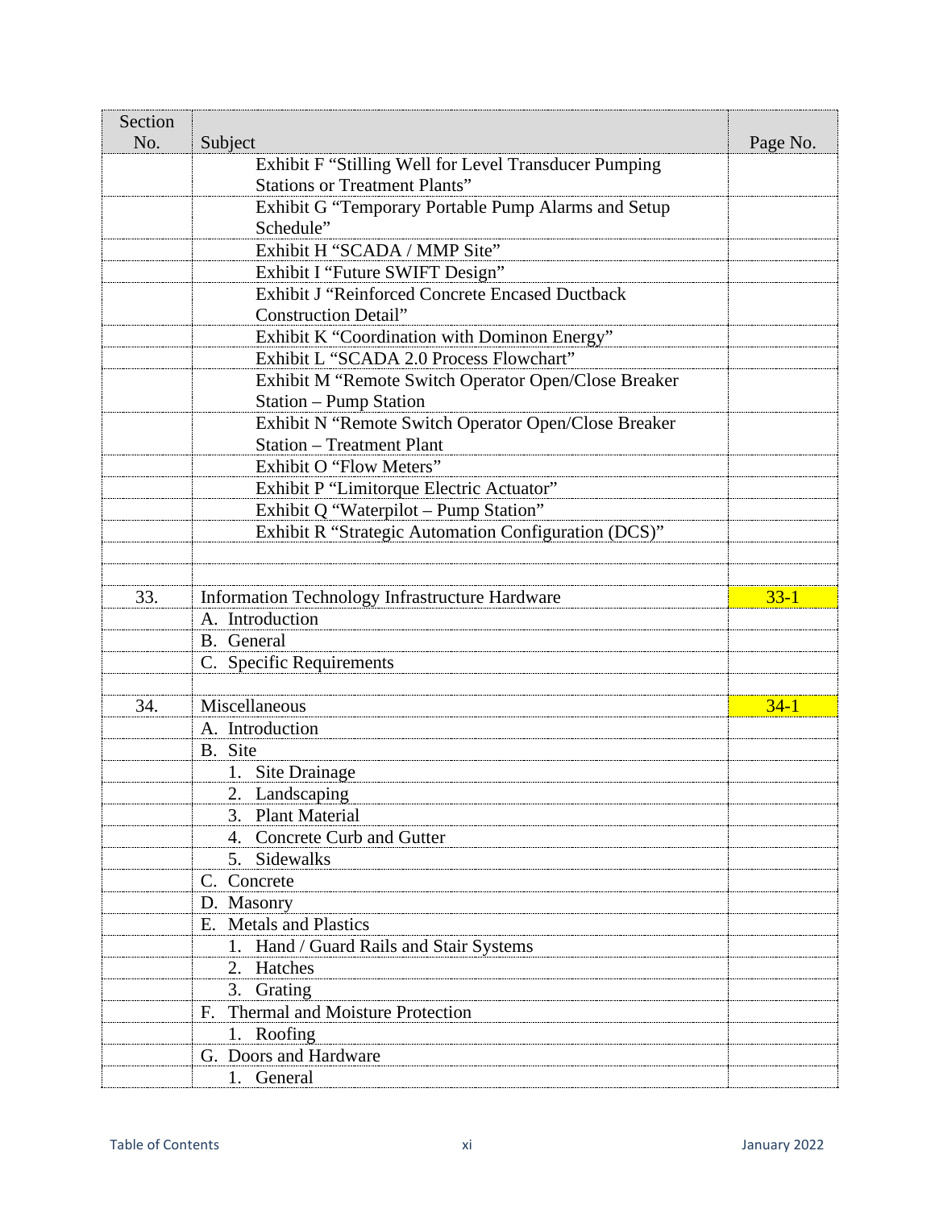| Section No. | Subject | Page No. |
|---|---|---|
| | Exhibit F "Stilling Well for Level Transducer Pumping Stations or Treatment Plants" | |
| | Exhibit G "Temporary Portable Pump Alarms and Setup Schedule" | |
| | Exhibit H "SCADA / MMP Site" | |
| | Exhibit I "Future SWIFT Design" | |
| | Exhibit J "Reinforced Concrete Encased Ductback Construction Detail" | |
| | Exhibit K "Coordination with Dominon Energy" | |
| | Exhibit L "SCADA 2.0 Process Flowchart" | |
| | Exhibit M "Remote Switch Operator Open/Close Breaker Station – Pump Station | |
| | Exhibit N "Remote Switch Operator Open/Close Breaker Station – Treatment Plant | |
| | Exhibit O "Flow Meters" | |
| | Exhibit P "Limitorque Electric Actuator" | |
| | Exhibit Q "Waterpilot – Pump Station" | |
| | Exhibit R "Strategic Automation Configuration (DCS)" | |
| | | |
| | | |
| 33. | Information Technology Infrastructure Hardware | 33-1 |
| | A. Introduction | |
| | B. General | |
| | C. Specific Requirements | |
| | | |
| 34. | Miscellaneous | 34-1 |
| | A. Introduction | |
| | B. Site | |
| | 1. Site Drainage | |
| | 2. Landscaping | |
| | 3. Plant Material | |
| | 4. Concrete Curb and Gutter | |
| | 5. Sidewalks | |
| | C. Concrete | |
| | D. Masonry | |
| | E. Metals and Plastics | |
| | 1. Hand / Guard Rails and Stair Systems | |
| | 2. Hatches | |
| | 3. Grating | |
| | F. Thermal and Moisture Protection | |
| | 1. Roofing | |
| | G. Doors and Hardware | |
| | 1. General | |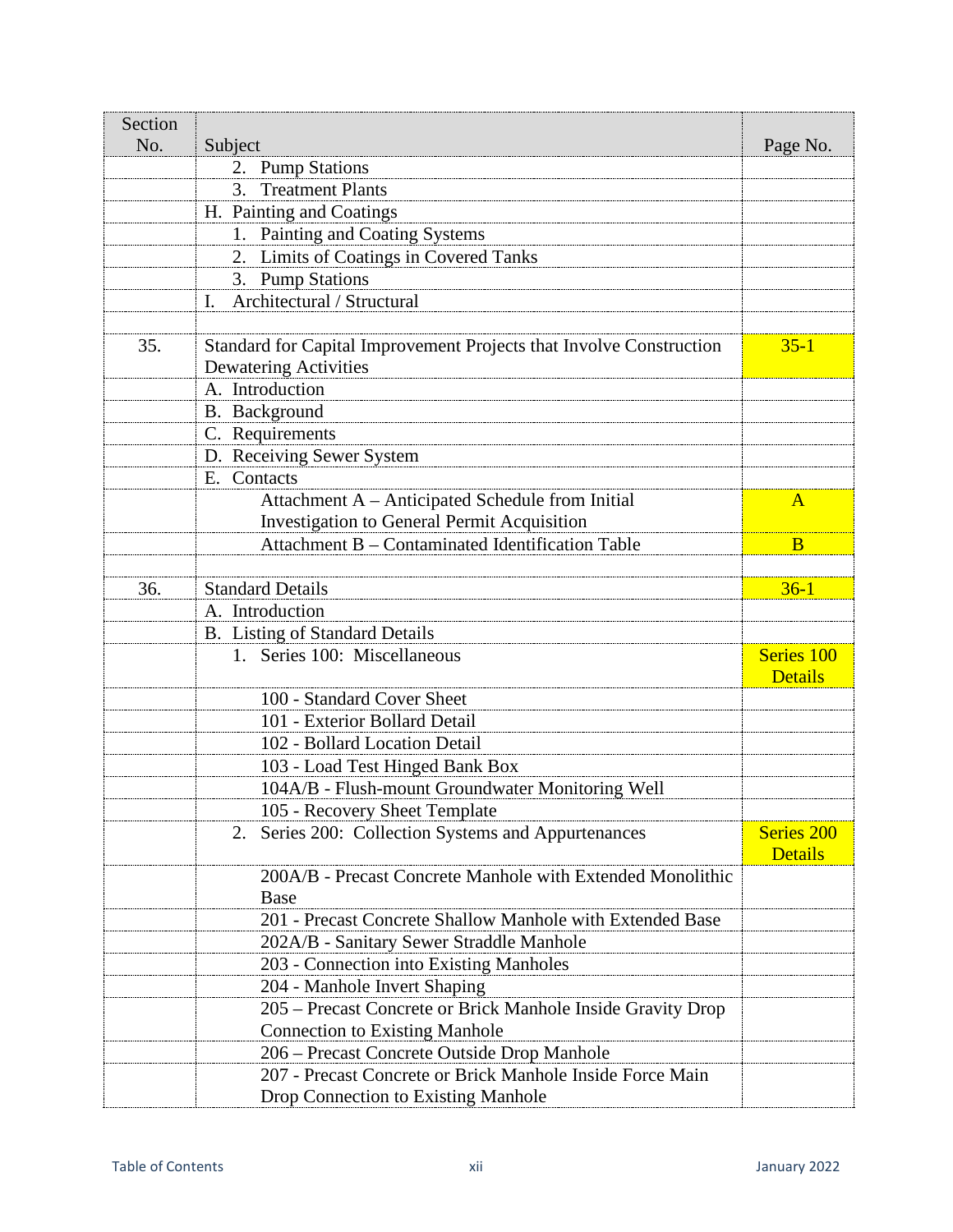| Section No. | Subject | Page No. |
|---|---|---|
| | 2. Pump Stations | |
| | 3. Treatment Plants | |
| | H. Painting and Coatings | |
| | 1. Painting and Coating Systems | |
| | 2. Limits of Coatings in Covered Tanks | |
| | 3. Pump Stations | |
| | I. Architectural / Structural | |
| | | |
| 35. | Standard for Capital Improvement Projects that Involve Construction Dewatering Activities | 35-1 |
| | A. Introduction | |
| | B. Background | |
| | C. Requirements | |
| | D. Receiving Sewer System | |
| | E. Contacts | |
| | Attachment A – Anticipated Schedule from Initial Investigation to General Permit Acquisition | A |
| | Attachment B – Contaminated Identification Table | B |
| | | |
| 36. | Standard Details | 36-1 |
| | A. Introduction | |
| | B. Listing of Standard Details | |
| | 1. Series 100: Miscellaneous | Series 100 Details |
| | 100 - Standard Cover Sheet | |
| | 101 - Exterior Bollard Detail | |
| | 102 - Bollard Location Detail | |
| | 103 - Load Test Hinged Bank Box | |
| | 104A/B - Flush-mount Groundwater Monitoring Well | |
| | 105 - Recovery Sheet Template | |
| | 2. Series 200: Collection Systems and Appurtenances | Series 200 Details |
| | 200A/B - Precast Concrete Manhole with Extended Monolithic Base | |
| | 201 - Precast Concrete Shallow Manhole with Extended Base | |
| | 202A/B - Sanitary Sewer Straddle Manhole | |
| | 203 - Connection into Existing Manholes | |
| | 204 - Manhole Invert Shaping | |
| | 205 – Precast Concrete or Brick Manhole Inside Gravity Drop Connection to Existing Manhole | |
| | 206 – Precast Concrete Outside Drop Manhole | |
| | 207 - Precast Concrete or Brick Manhole Inside Force Main Drop Connection to Existing Manhole | |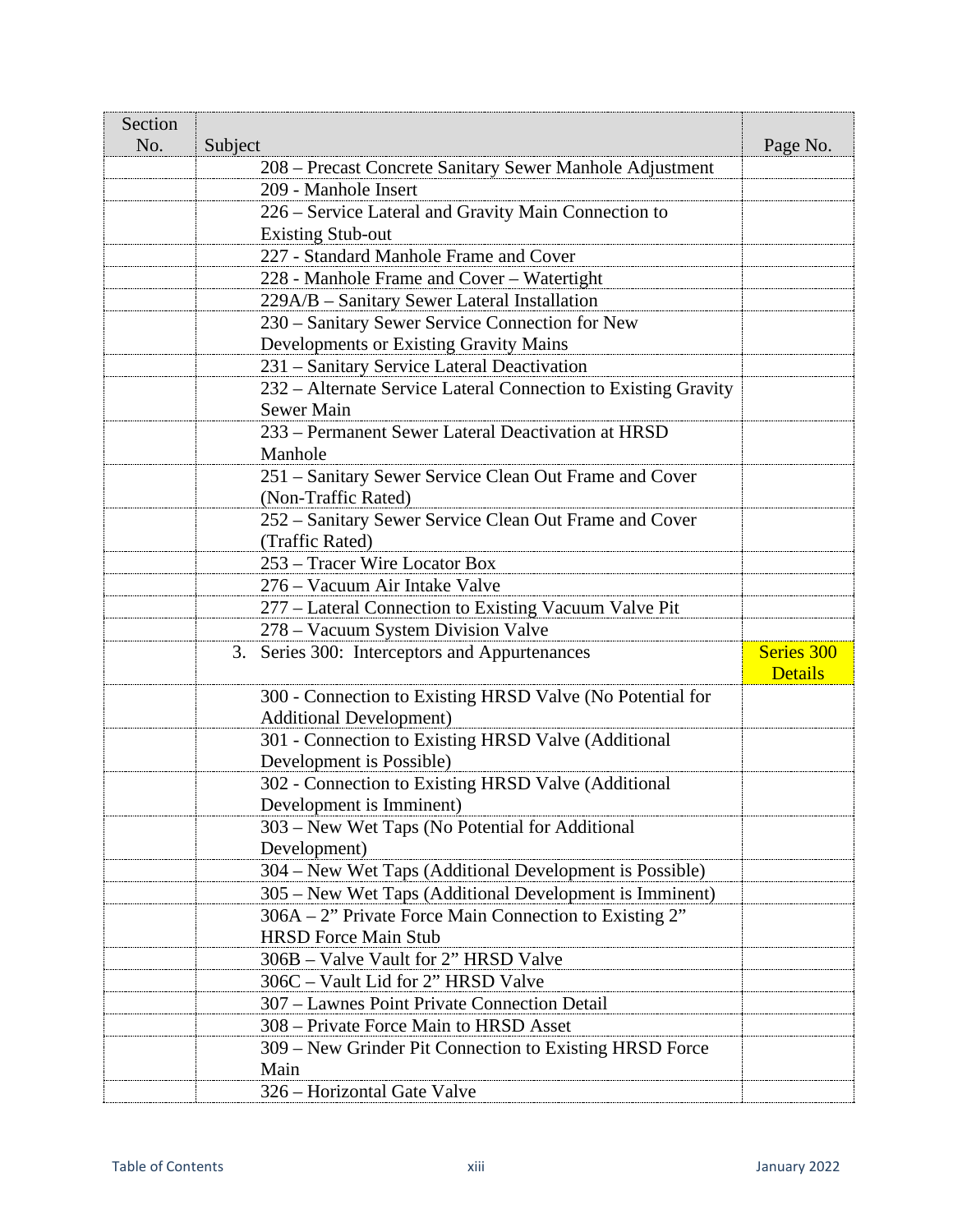| Section No. | Subject | Page No. |
|---|---|---|
| | 208 – Precast Concrete Sanitary Sewer Manhole Adjustment | |
| | 209 - Manhole Insert | |
| | 226 – Service Lateral and Gravity Main Connection to Existing Stub-out | |
| | 227 - Standard Manhole Frame and Cover | |
| | 228 - Manhole Frame and Cover – Watertight | |
| | 229A/B – Sanitary Sewer Lateral Installation | |
| | 230 – Sanitary Sewer Service Connection for New Developments or Existing Gravity Mains | |
| | 231 – Sanitary Service Lateral Deactivation | |
| | 232 – Alternate Service Lateral Connection to Existing Gravity Sewer Main | |
| | 233 – Permanent Sewer Lateral Deactivation at HRSD Manhole | |
| | 251 – Sanitary Sewer Service Clean Out Frame and Cover (Non-Traffic Rated) | |
| | 252 – Sanitary Sewer Service Clean Out Frame and Cover (Traffic Rated) | |
| | 253 – Tracer Wire Locator Box | |
| | 276 – Vacuum Air Intake Valve | |
| | 277 – Lateral Connection to Existing Vacuum Valve Pit | |
| | 278 – Vacuum System Division Valve | |
| | 3. Series 300: Interceptors and Appurtenances | Series 300 Details |
| | 300 - Connection to Existing HRSD Valve (No Potential for Additional Development) | |
| | 301 - Connection to Existing HRSD Valve (Additional Development is Possible) | |
| | 302 - Connection to Existing HRSD Valve (Additional Development is Imminent) | |
| | 303 – New Wet Taps (No Potential for Additional Development) | |
| | 304 – New Wet Taps (Additional Development is Possible) | |
| | 305 – New Wet Taps (Additional Development is Imminent) | |
| | 306A – 2” Private Force Main Connection to Existing 2” HRSD Force Main Stub | |
| | 306B – Valve Vault for 2” HRSD Valve | |
| | 306C – Vault Lid for 2” HRSD Valve | |
| | 307 – Lawnes Point Private Connection Detail | |
| | 308 – Private Force Main to HRSD Asset | |
| | 309 – New Grinder Pit Connection to Existing HRSD Force Main | |
| | 326 – Horizontal Gate Valve | |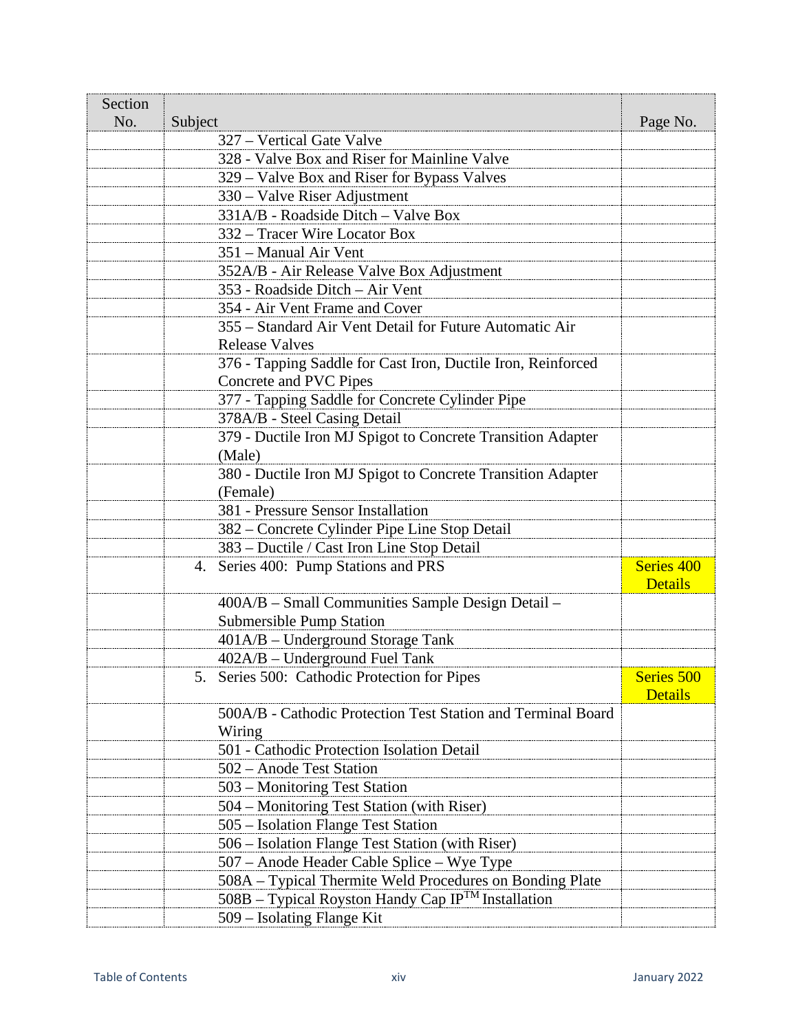| Section No. | Subject | Page No. |
|---|---|---|
| | 327 – Vertical Gate Valve | |
| | 328 - Valve Box and Riser for Mainline Valve | |
| | 329 – Valve Box and Riser for Bypass Valves | |
| | 330 – Valve Riser Adjustment | |
| | 331A/B - Roadside Ditch – Valve Box | |
| | 332 – Tracer Wire Locator Box | |
| | 351 – Manual Air Vent | |
| | 352A/B - Air Release Valve Box Adjustment | |
| | 353 - Roadside Ditch – Air Vent | |
| | 354 - Air Vent Frame and Cover | |
| | 355 – Standard Air Vent Detail for Future Automatic Air Release Valves | |
| | 376 - Tapping Saddle for Cast Iron, Ductile Iron, Reinforced Concrete and PVC Pipes | |
| | 377 - Tapping Saddle for Concrete Cylinder Pipe | |
| | 378A/B - Steel Casing Detail | |
| | 379 - Ductile Iron MJ Spigot to Concrete Transition Adapter (Male) | |
| | 380 - Ductile Iron MJ Spigot to Concrete Transition Adapter (Female) | |
| | 381 - Pressure Sensor Installation | |
| | 382 – Concrete Cylinder Pipe Line Stop Detail | |
| | 383 – Ductile / Cast Iron Line Stop Detail | |
| | 4. Series 400: Pump Stations and PRS | Series 400 Details |
| | 400A/B – Small Communities Sample Design Detail – Submersible Pump Station | |
| | 401A/B – Underground Storage Tank | |
| | 402A/B – Underground Fuel Tank | |
| | 5. Series 500: Cathodic Protection for Pipes | Series 500 Details |
| | 500A/B - Cathodic Protection Test Station and Terminal Board Wiring | |
| | 501 - Cathodic Protection Isolation Detail | |
| | 502 – Anode Test Station | |
| | 503 – Monitoring Test Station | |
| | 504 – Monitoring Test Station (with Riser) | |
| | 505 – Isolation Flange Test Station | |
| | 506 – Isolation Flange Test Station (with Riser) | |
| | 507 – Anode Header Cable Splice – Wye Type | |
| | 508A – Typical Thermite Weld Procedures on Bonding Plate | |
| | 508B – Typical Royston Handy Cap IP™ Installation | |
| | 509 – Isolating Flange Kit | |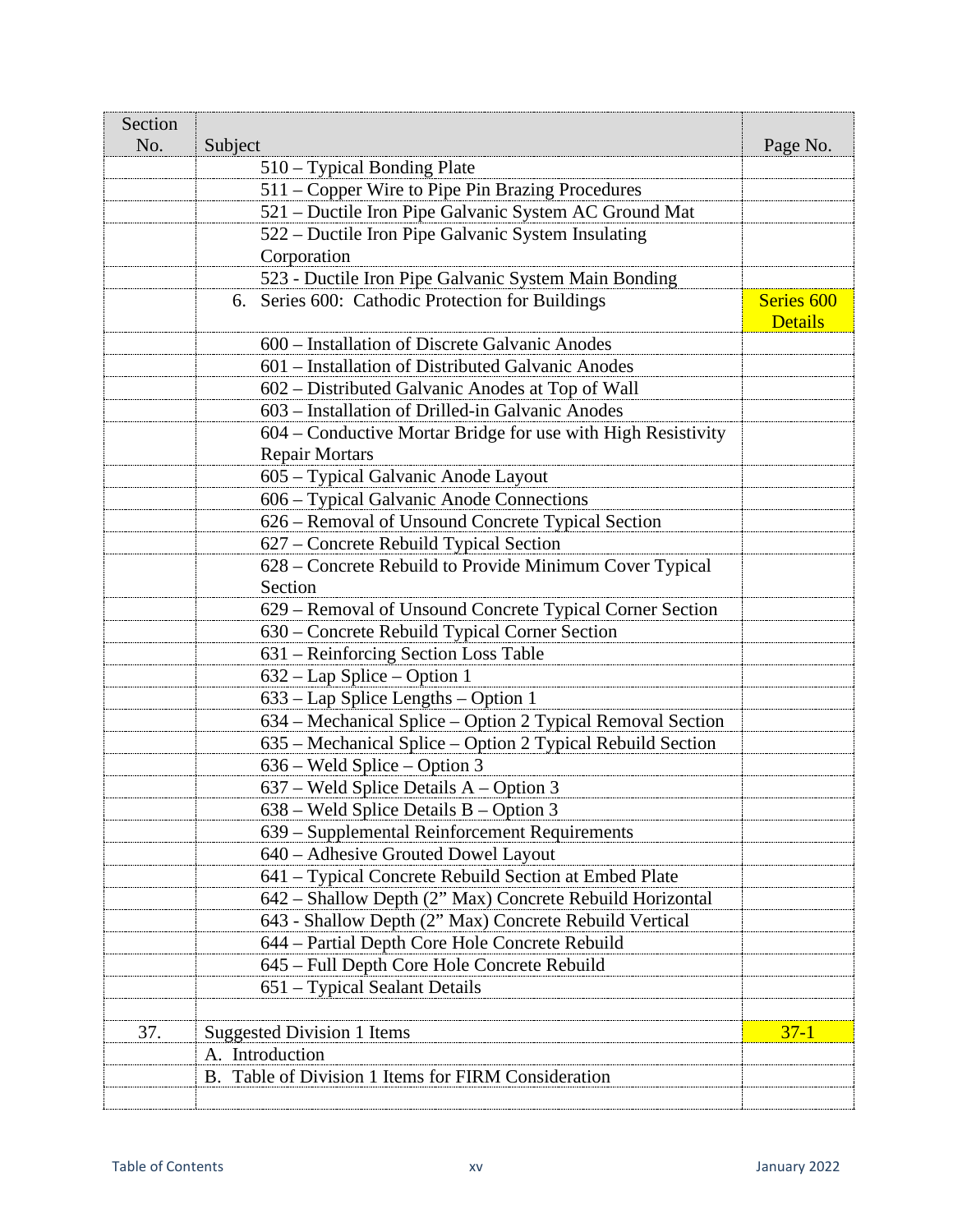| Section No. | Subject | Page No. |
|---|---|---|
| | 510 – Typical Bonding Plate | |
| | 511 – Copper Wire to Pipe Pin Brazing Procedures | |
| | 521 – Ductile Iron Pipe Galvanic System AC Ground Mat | |
| | 522 – Ductile Iron Pipe Galvanic System Insulating Corporation | |
| | 523 - Ductile Iron Pipe Galvanic System Main Bonding | |
| | 6. Series 600: Cathodic Protection for Buildings | Series 600 Details |
| | 600 – Installation of Discrete Galvanic Anodes | |
| | 601 – Installation of Distributed Galvanic Anodes | |
| | 602 – Distributed Galvanic Anodes at Top of Wall | |
| | 603 – Installation of Drilled-in Galvanic Anodes | |
| | 604 – Conductive Mortar Bridge for use with High Resistivity Repair Mortars | |
| | 605 – Typical Galvanic Anode Layout | |
| | 606 – Typical Galvanic Anode Connections | |
| | 626 – Removal of Unsound Concrete Typical Section | |
| | 627 – Concrete Rebuild Typical Section | |
| | 628 – Concrete Rebuild to Provide Minimum Cover Typical Section | |
| | 629 – Removal of Unsound Concrete Typical Corner Section | |
| | 630 – Concrete Rebuild Typical Corner Section | |
| | 631 – Reinforcing Section Loss Table | |
| | 632 – Lap Splice – Option 1 | |
| | 633 – Lap Splice Lengths – Option 1 | |
| | 634 – Mechanical Splice – Option 2 Typical Removal Section | |
| | 635 – Mechanical Splice – Option 2 Typical Rebuild Section | |
| | 636 – Weld Splice – Option 3 | |
| | 637 – Weld Splice Details A – Option 3 | |
| | 638 – Weld Splice Details B – Option 3 | |
| | 639 – Supplemental Reinforcement Requirements | |
| | 640 – Adhesive Grouted Dowel Layout | |
| | 641 – Typical Concrete Rebuild Section at Embed Plate | |
| | 642 – Shallow Depth (2" Max) Concrete Rebuild Horizontal | |
| | 643 - Shallow Depth (2" Max) Concrete Rebuild Vertical | |
| | 644 – Partial Depth Core Hole Concrete Rebuild | |
| | 645 – Full Depth Core Hole Concrete Rebuild | |
| | 651 – Typical Sealant Details | |
| | | |
| 37. | Suggested Division 1 Items | 37-1 |
| | A. Introduction | |
| | B. Table of Division 1 Items for FIRM Consideration | |
| | | |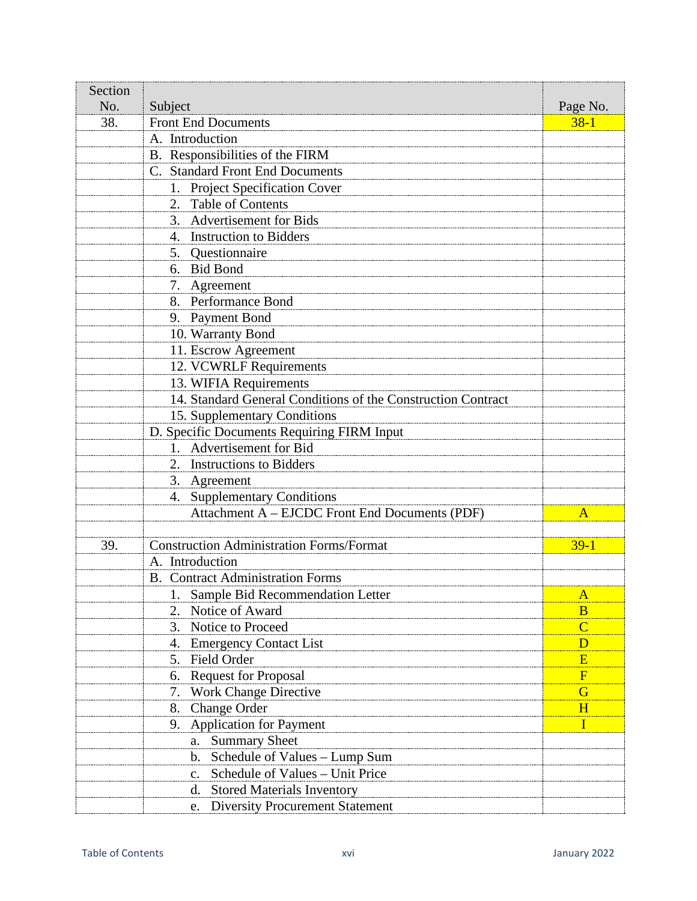| Section No. | Subject | Page No. |
|---|---|---|
| 38. | Front End Documents | 38-1 |
| | A. Introduction | |
| | B. Responsibilities of the FIRM | |
| | C. Standard Front End Documents | |
| | 1. Project Specification Cover | |
| | 2. Table of Contents | |
| | 3. Advertisement for Bids | |
| | 4. Instruction to Bidders | |
| | 5. Questionnaire | |
| | 6. Bid Bond | |
| | 7. Agreement | |
| | 8. Performance Bond | |
| | 9. Payment Bond | |
| | 10. Warranty Bond | |
| | 11. Escrow Agreement | |
| | 12. VCWRLF Requirements | |
| | 13. WIFIA Requirements | |
| | 14. Standard General Conditions of the Construction Contract | |
| | 15. Supplementary Conditions | |
| | D. Specific Documents Requiring FIRM Input | |
| | 1. Advertisement for Bid | |
| | 2. Instructions to Bidders | |
| | 3. Agreement | |
| | 4. Supplementary Conditions | |
| | Attachment A – EJCDC Front End Documents (PDF) | A |
| | | |
| 39. | Construction Administration Forms/Format | 39-1 |
| | A. Introduction | |
| | B. Contract Administration Forms | |
| | 1. Sample Bid Recommendation Letter | A |
| | 2. Notice of Award | B |
| | 3. Notice to Proceed | C |
| | 4. Emergency Contact List | D |
| | 5. Field Order | E |
| | 6. Request for Proposal | F |
| | 7. Work Change Directive | G |
| | 8. Change Order | H |
| | 9. Application for Payment | I |
| | a. Summary Sheet | |
| | b. Schedule of Values – Lump Sum | |
| | c. Schedule of Values – Unit Price | |
| | d. Stored Materials Inventory | |
| | e. Diversity Procurement Statement | |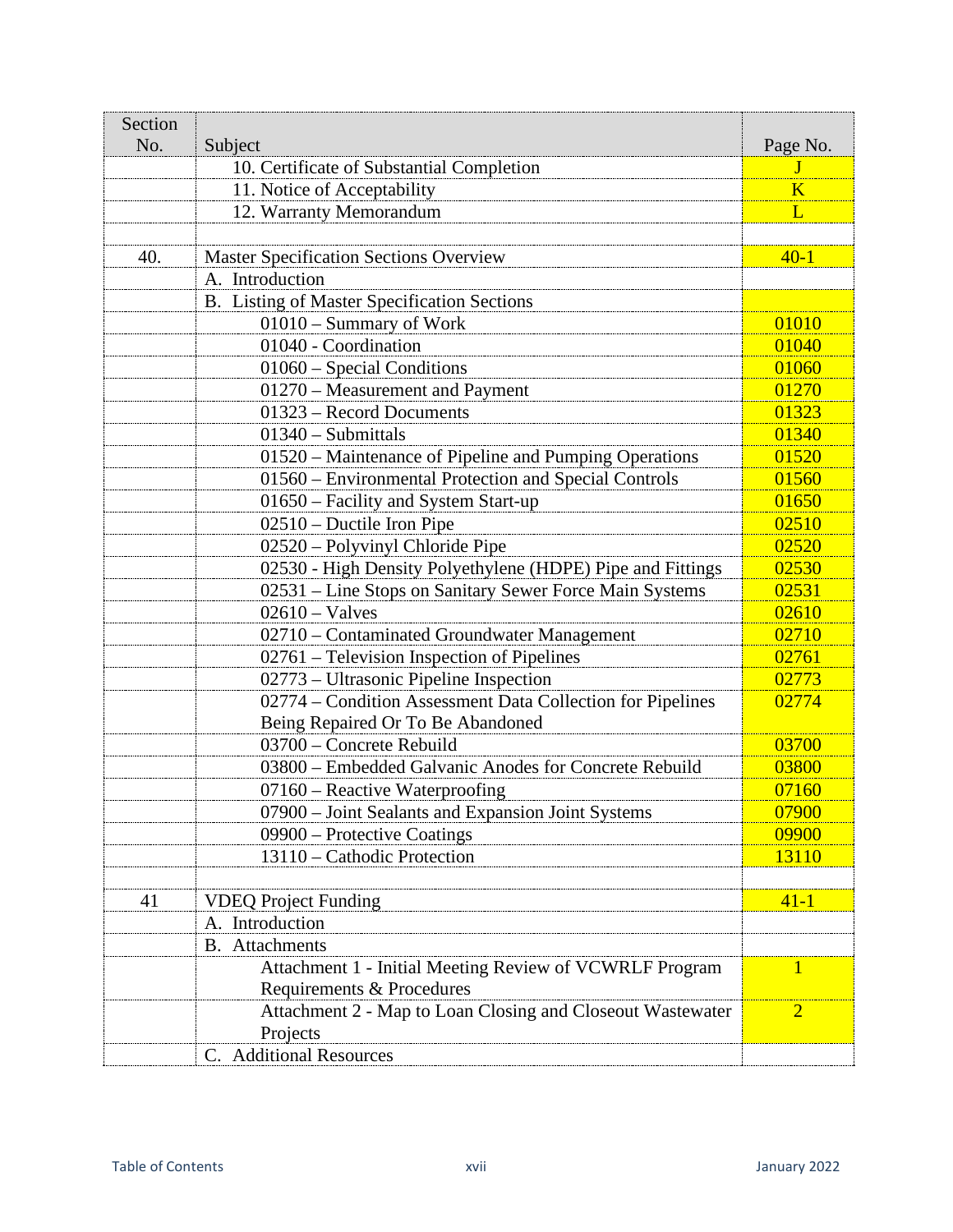| Section No. | Subject | Page No. |
|---|---|---|
| | 10. Certificate of Substantial Completion | J |
| | 11. Notice of Acceptability | K |
| | 12. Warranty Memorandum | L |
| | | |
| 40. | Master Specification Sections Overview | 40-1 |
| | A. Introduction | |
| | B. Listing of Master Specification Sections | |
| | 01010 – Summary of Work | 01010 |
| | 01040 - Coordination | 01040 |
| | 01060 – Special Conditions | 01060 |
| | 01270 – Measurement and Payment | 01270 |
| | 01323 – Record Documents | 01323 |
| | 01340 – Submittals | 01340 |
| | 01520 – Maintenance of Pipeline and Pumping Operations | 01520 |
| | 01560 – Environmental Protection and Special Controls | 01560 |
| | 01650 – Facility and System Start-up | 01650 |
| | 02510 – Ductile Iron Pipe | 02510 |
| | 02520 – Polyvinyl Chloride Pipe | 02520 |
| | 02530 - High Density Polyethylene (HDPE) Pipe and Fittings | 02530 |
| | 02531 – Line Stops on Sanitary Sewer Force Main Systems | 02531 |
| | 02610 – Valves | 02610 |
| | 02710 – Contaminated Groundwater Management | 02710 |
| | 02761 – Television Inspection of Pipelines | 02761 |
| | 02773 – Ultrasonic Pipeline Inspection | 02773 |
| | 02774 – Condition Assessment Data Collection for Pipelines Being Repaired Or To Be Abandoned | 02774 |
| | 03700 – Concrete Rebuild | 03700 |
| | 03800 – Embedded Galvanic Anodes for Concrete Rebuild | 03800 |
| | 07160 – Reactive Waterproofing | 07160 |
| | 07900 – Joint Sealants and Expansion Joint Systems | 07900 |
| | 09900 – Protective Coatings | 09900 |
| | 13110 – Cathodic Protection | 13110 |
| | | |
| 41 | VDEQ Project Funding | 41-1 |
| | A. Introduction | |
| | B. Attachments | |
| | Attachment 1 - Initial Meeting Review of VCWRLF Program Requirements & Procedures | 1 |
| | Attachment 2 - Map to Loan Closing and Closeout Wastewater Projects | 2 |
| | C. Additional Resources | |